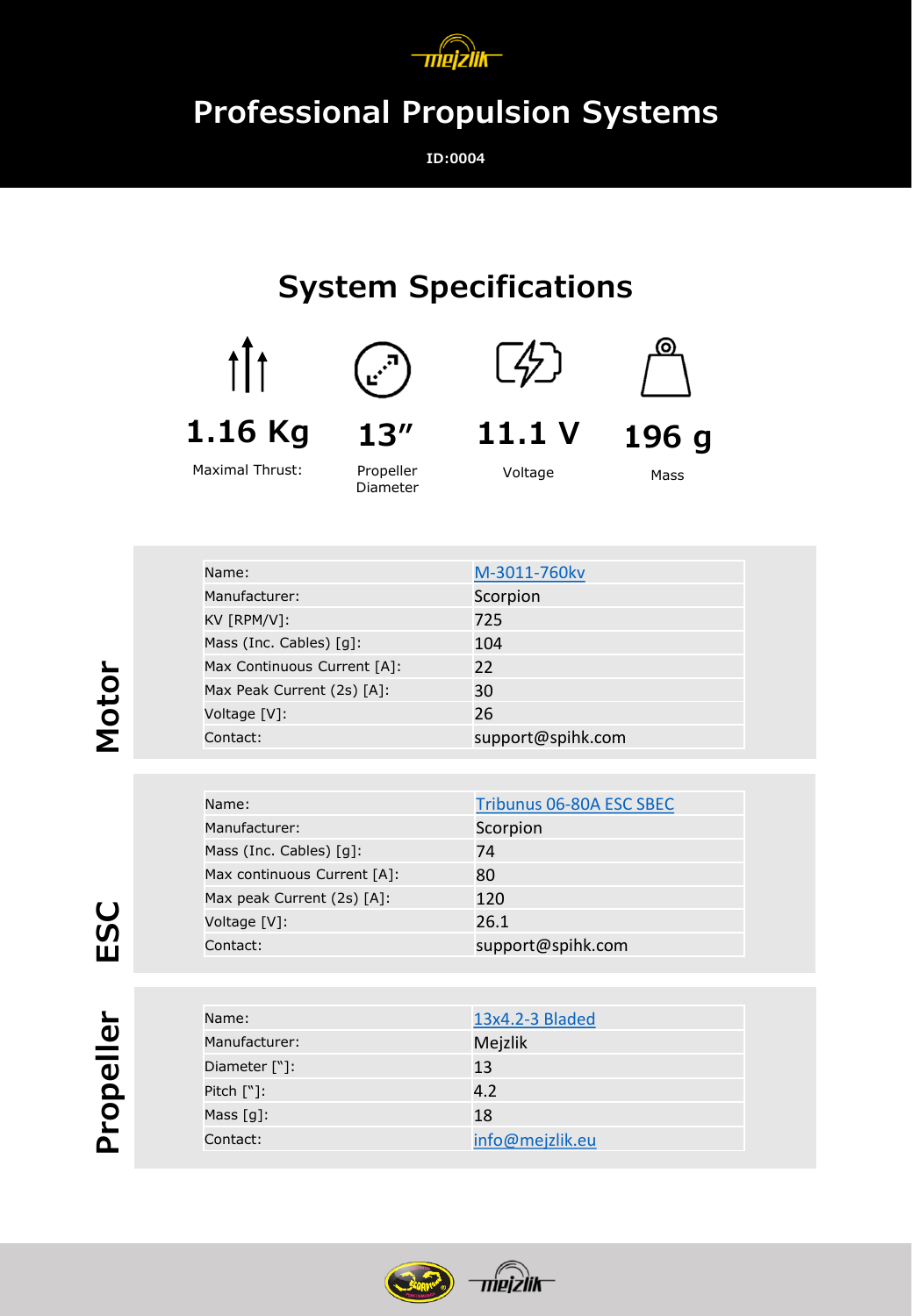# Professional Propulsion Systems

**ID:0004**

## System Specifications

| Maximal Thrust: | Propeller Diameter | Voltage | Mass |
|---|---|---|---|
| 1.16 Kg | 13″ | 11.1 V | 196 g |

### Motor

| Name: | M-3011-760kv |
|---|---|
| Manufacturer: | Scorpion |
| KV [RPM/V]: | 725 |
| Mass (Inc. Cables) [g]: | 104 |
| Max Continuous Current [A]: | 22 |
| Max Peak Current (2s) [A]: | 30 |
| Voltage [V]: | 26 |
| Contact: | support@spihk.com |

### ESC

| Name: | Tribunus 06-80A ESC SBEC |
|---|---|
| Manufacturer: | Scorpion |
| Mass (Inc. Cables) [g]: | 74 |
| Max continuous Current [A]: | 80 |
| Max peak Current (2s) [A]: | 120 |
| Voltage [V]: | 26.1 |
| Contact: | support@spihk.com |

### Propeller

| Name: | 13x4.2-3 Bladed |
|---|---|
| Manufacturer: | Mejzlik |
| Diameter ["]: | 13 |
| Pitch ["]: | 4.2 |
| Mass [g]: | 18 |
| Contact: | info@mejzlik.eu |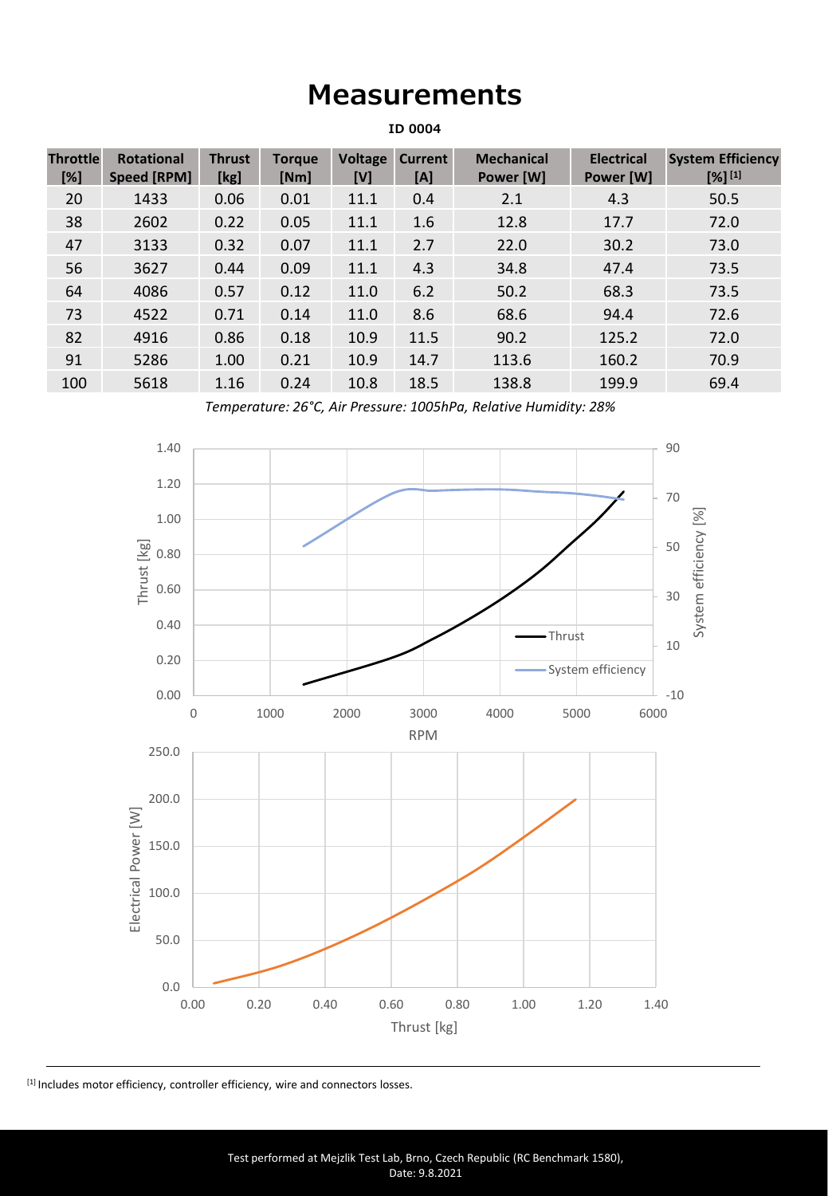# Measurements

**ID 0004**

| Throttle [%] | Rotational Speed [RPM] | Thrust [kg] | Torque [Nm] | Voltage [V] | Current [A] | Mechanical Power [W] | Electrical Power [W] | System Efficiency [%] [1] |
|---|---|---|---|---|---|---|---|---|
| 20 | 1433 | 0.06 | 0.01 | 11.1 | 0.4 | 2.1 | 4.3 | 50.5 |
| 38 | 2602 | 0.22 | 0.05 | 11.1 | 1.6 | 12.8 | 17.7 | 72.0 |
| 47 | 3133 | 0.32 | 0.07 | 11.1 | 2.7 | 22.0 | 30.2 | 73.0 |
| 56 | 3627 | 0.44 | 0.09 | 11.1 | 4.3 | 34.8 | 47.4 | 73.5 |
| 64 | 4086 | 0.57 | 0.12 | 11.0 | 6.2 | 50.2 | 68.3 | 73.5 |
| 73 | 4522 | 0.71 | 0.14 | 11.0 | 8.6 | 68.6 | 94.4 | 72.6 |
| 82 | 4916 | 0.86 | 0.18 | 10.9 | 11.5 | 90.2 | 125.2 | 72.0 |
| 91 | 5286 | 1.00 | 0.21 | 10.9 | 14.7 | 113.6 | 160.2 | 70.9 |
| 100 | 5618 | 1.16 | 0.24 | 10.8 | 18.5 | 138.8 | 199.9 | 69.4 |

*Temperature: 26°C, Air Pressure: 1005hPa, Relative Humidity: 28%*

Thrust [kg]
1.40
1.20
1.00
0.80
0.60
0.40
0.20
0.00

System efficiency [%]
90
70
50
30
10
-10

RPM
0 1000 2000 3000 4000 5000 6000

Thrust
System efficiency

Electrical Power [W]
250.0
200.0
150.0
100.0
50.0
0.0

Thrust [kg]
0.00 0.20 0.40 0.60 0.80 1.00 1.20 1.40

---

[1] Includes motor efficiency, controller efficiency, wire and connectors losses.

Test performed at Mejzlik Test Lab, Brno, Czech Republic (RC Benchmark 1580),
Date: 9.8.2021